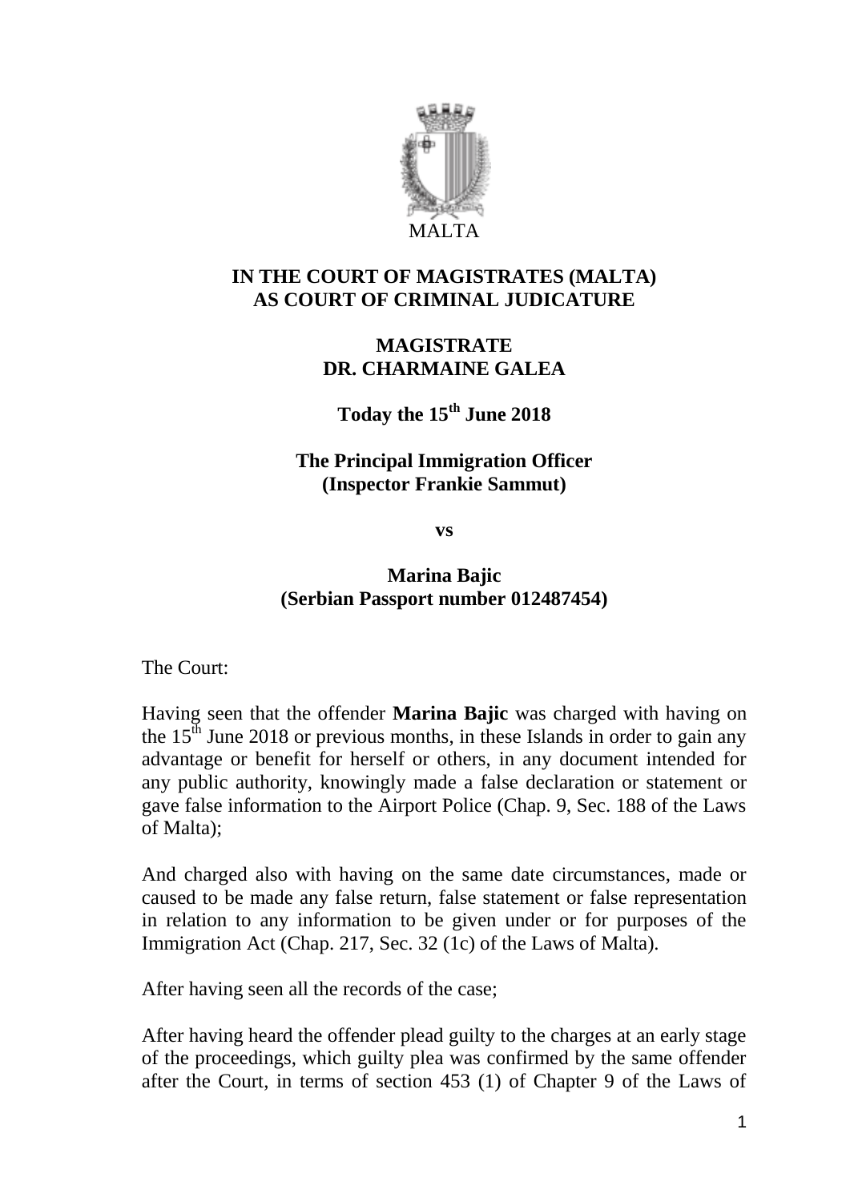MALTA

**IN THE COURT OF MAGISTRATES (MALTA)**
**AS COURT OF CRIMINAL JUDICATURE**

**MAGISTRATE**
**DR. CHARMAINE GALEA**

**Today the 15th June 2018**

**The Principal Immigration Officer**
**(Inspector Frankie Sammut)**

**vs**

**Marina Bajic**
**(Serbian Passport number 012487454)**

The Court:

Having seen that the offender **Marina Bajic** was charged with having on the 15th June 2018 or previous months, in these Islands in order to gain any advantage or benefit for herself or others, in any document intended for any public authority, knowingly made a false declaration or statement or gave false information to the Airport Police (Chap. 9, Sec. 188 of the Laws of Malta);

And charged also with having on the same date circumstances, made or caused to be made any false return, false statement or false representation in relation to any information to be given under or for purposes of the Immigration Act (Chap. 217, Sec. 32 (1c) of the Laws of Malta).

After having seen all the records of the case;

After having heard the offender plead guilty to the charges at an early stage of the proceedings, which guilty plea was confirmed by the same offender after the Court, in terms of section 453 (1) of Chapter 9 of the Laws of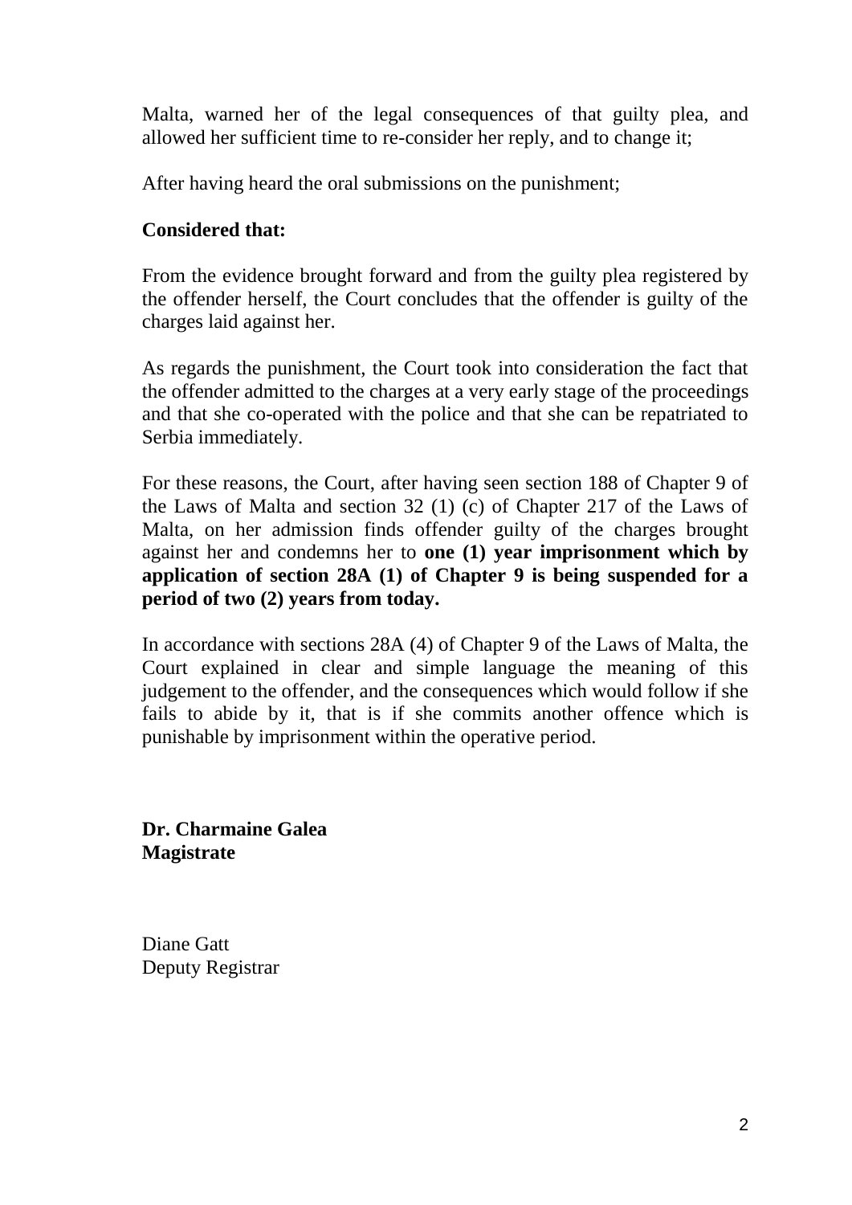Malta, warned her of the legal consequences of that guilty plea, and allowed her sufficient time to re-consider her reply, and to change it;

After having heard the oral submissions on the punishment;

**Considered that:**

From the evidence brought forward and from the guilty plea registered by the offender herself, the Court concludes that the offender is guilty of the charges laid against her.

As regards the punishment, the Court took into consideration the fact that the offender admitted to the charges at a very early stage of the proceedings and that she co-operated with the police and that she can be repatriated to Serbia immediately.

For these reasons, the Court, after having seen section 188 of Chapter 9 of the Laws of Malta and section 32 (1) (c) of Chapter 217 of the Laws of Malta, on her admission finds offender guilty of the charges brought against her and condemns her to **one (1) year imprisonment which by application of section 28A (1) of Chapter 9 is being suspended for a period of two (2) years from today.**

In accordance with sections 28A (4) of Chapter 9 of the Laws of Malta, the Court explained in clear and simple language the meaning of this judgement to the offender, and the consequences which would follow if she fails to abide by it, that is if she commits another offence which is punishable by imprisonment within the operative period.

**Dr. Charmaine Galea**
**Magistrate**

Diane Gatt
Deputy Registrar